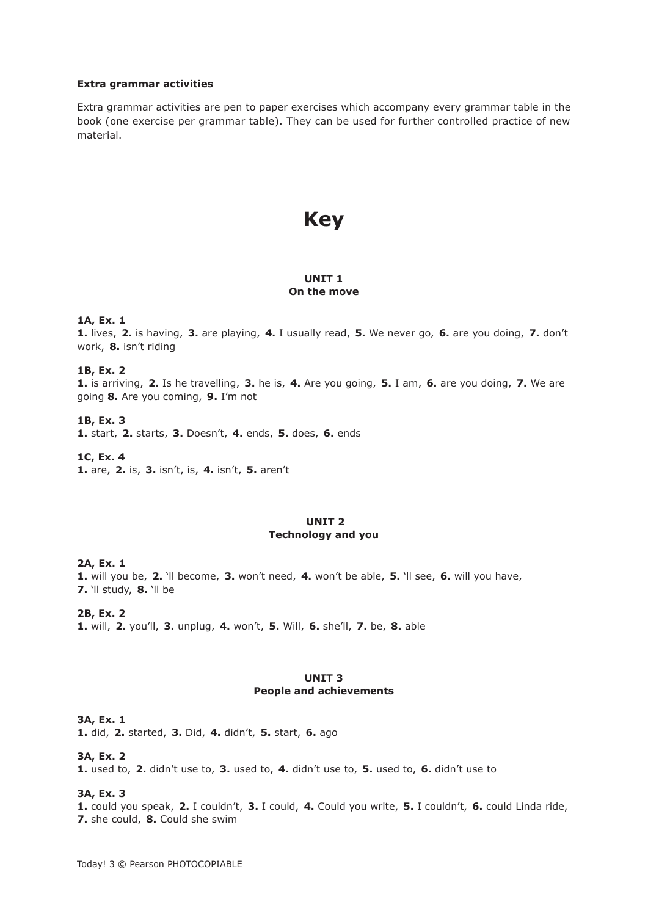**Extra grammar activities**

Extra grammar activities are pen to paper exercises which accompany every grammar table in the book (one exercise per grammar table). They can be used for further controlled practice of new material.

# Key

## UNIT 1
## On the move

**1A, Ex. 1**
**1.** lives, **2.** is having, **3.** are playing, **4.** I usually read, **5.** We never go, **6.** are you doing, **7.** don't work, **8.** isn't riding

**1B, Ex. 2**
**1.** is arriving, **2.** Is he travelling, **3.** he is, **4.** Are you going, **5.** I am, **6.** are you doing, **7.** We are going **8.** Are you coming, **9.** I'm not

**1B, Ex. 3**
**1.** start, **2.** starts, **3.** Doesn't, **4.** ends, **5.** does, **6.** ends

**1C, Ex. 4**
**1.** are, **2.** is, **3.** isn't, is, **4.** isn't, **5.** aren't

## UNIT 2
## Technology and you

**2A, Ex. 1**
**1.** will you be, **2.** 'll become, **3.** won't need, **4.** won't be able, **5.** 'll see, **6.** will you have, **7.** 'll study, **8.** 'll be

**2B, Ex. 2**
**1.** will, **2.** you'll, **3.** unplug, **4.** won't, **5.** Will, **6.** she'll, **7.** be, **8.** able

## UNIT 3
## People and achievements

**3A, Ex. 1**
**1.** did, **2.** started, **3.** Did, **4.** didn't, **5.** start, **6.** ago

**3A, Ex. 2**
**1.** used to, **2.** didn't use to, **3.** used to, **4.** didn't use to, **5.** used to, **6.** didn't use to

**3A, Ex. 3**
**1.** could you speak, **2.** I couldn't, **3.** I could, **4.** Could you write, **5.** I couldn't, **6.** could Linda ride, **7.** she could, **8.** Could she swim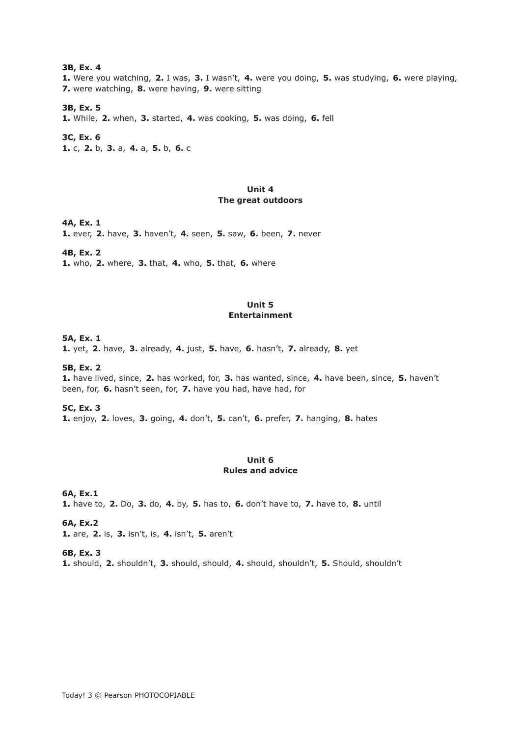**3B, Ex. 4**

**1.** Were you watching, **2.** I was, **3.** I wasn't, **4.** were you doing, **5.** was studying, **6.** were playing, **7.** were watching, **8.** were having, **9.** were sitting

**3B, Ex. 5**

**1.** While, **2.** when, **3.** started, **4.** was cooking, **5.** was doing, **6.** fell

**3C, Ex. 6**

**1.** c, **2.** b, **3.** a, **4.** a, **5.** b, **6.** c

## Unit 4
## The great outdoors

**4A, Ex. 1**

**1.** ever, **2.** have, **3.** haven't, **4.** seen, **5.** saw, **6.** been, **7.** never

**4B, Ex. 2**

**1.** who, **2.** where, **3.** that, **4.** who, **5.** that, **6.** where

## Unit 5
## Entertainment

**5A, Ex. 1**

**1.** yet, **2.** have, **3.** already, **4.** just, **5.** have, **6.** hasn't, **7.** already, **8.** yet

**5B, Ex. 2**

**1.** have lived, since, **2.** has worked, for, **3.** has wanted, since, **4.** have been, since, **5.** haven't been, for, **6.** hasn't seen, for, **7.** have you had, have had, for

**5C, Ex. 3**

**1.** enjoy, **2.** loves, **3.** going, **4.** don't, **5.** can't, **6.** prefer, **7.** hanging, **8.** hates

## Unit 6
## Rules and advice

**6A, Ex.1**

**1.** have to, **2.** Do, **3.** do, **4.** by, **5.** has to, **6.** don't have to, **7.** have to, **8.** until

**6A, Ex.2**

**1.** are, **2.** is, **3.** isn't, is, **4.** isn't, **5.** aren't

**6B, Ex. 3**

**1.** should, **2.** shouldn't, **3.** should, should, **4.** should, shouldn't, **5.** Should, shouldn't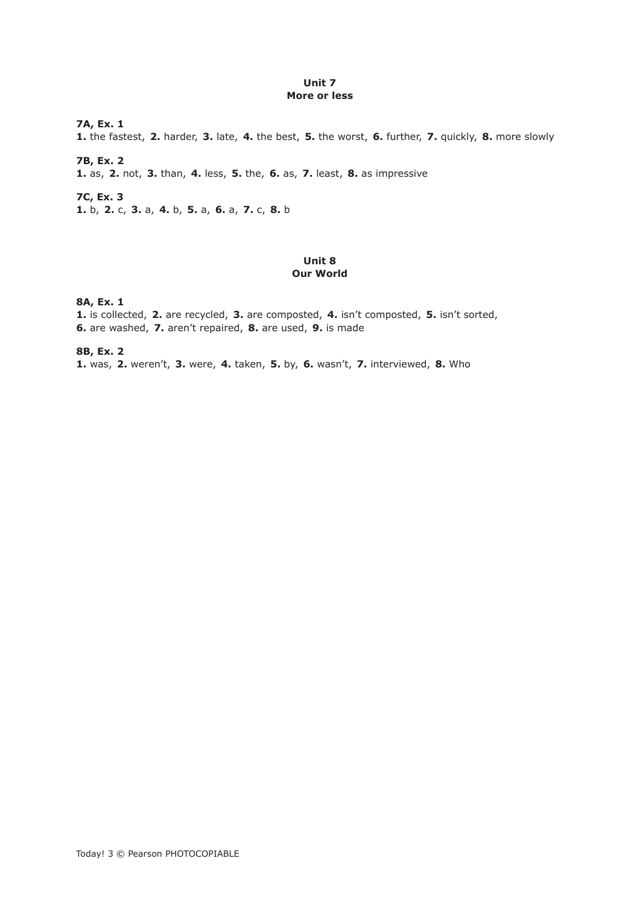## Unit 7
## More or less

**7A, Ex. 1**
**1.** the fastest, **2.** harder, **3.** late, **4.** the best, **5.** the worst, **6.** further, **7.** quickly, **8.** more slowly

**7B, Ex. 2**
**1.** as, **2.** not, **3.** than, **4.** less, **5.** the, **6.** as, **7.** least, **8.** as impressive

**7C, Ex. 3**
**1.** b, **2.** c, **3.** a, **4.** b, **5.** a, **6.** a, **7.** c, **8.** b

## Unit 8
## Our World

**8A, Ex. 1**
**1.** is collected, **2.** are recycled, **3.** are composted, **4.** isn't composted, **5.** isn't sorted,
**6.** are washed, **7.** aren't repaired, **8.** are used, **9.** is made

**8B, Ex. 2**
**1.** was, **2.** weren't, **3.** were, **4.** taken, **5.** by, **6.** wasn't, **7.** interviewed, **8.** Who

Today! 3 © Pearson PHOTOCOPIABLE